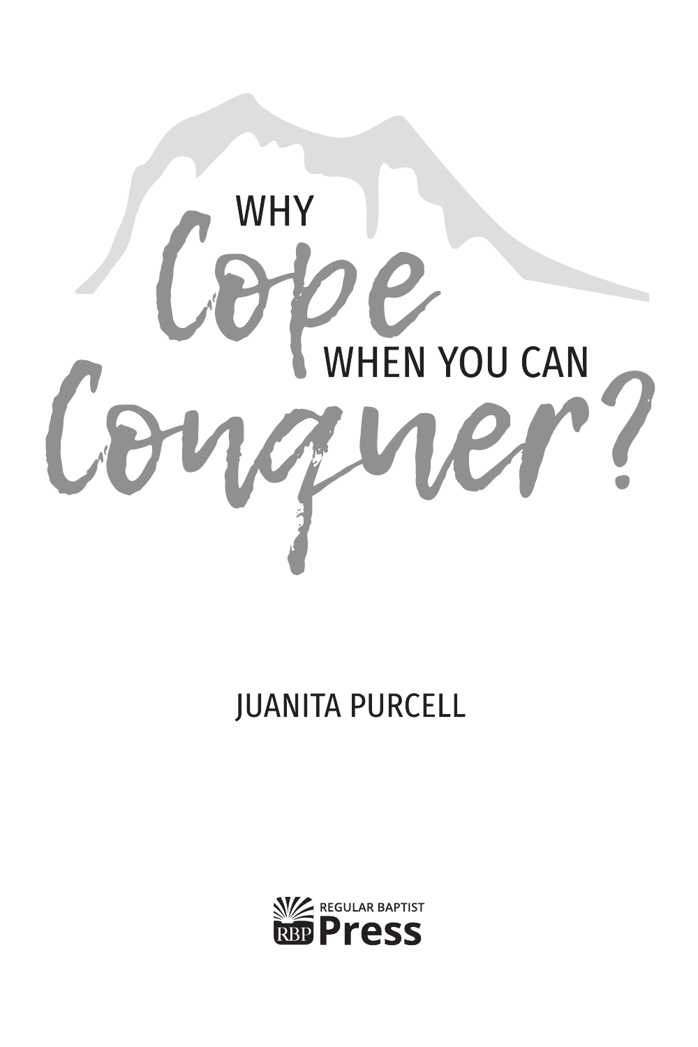# WHY *Cope* WHEN YOU CAN *Conquer?*

JUANITA PURCELL

REGULAR BAPTIST
RBP **Press**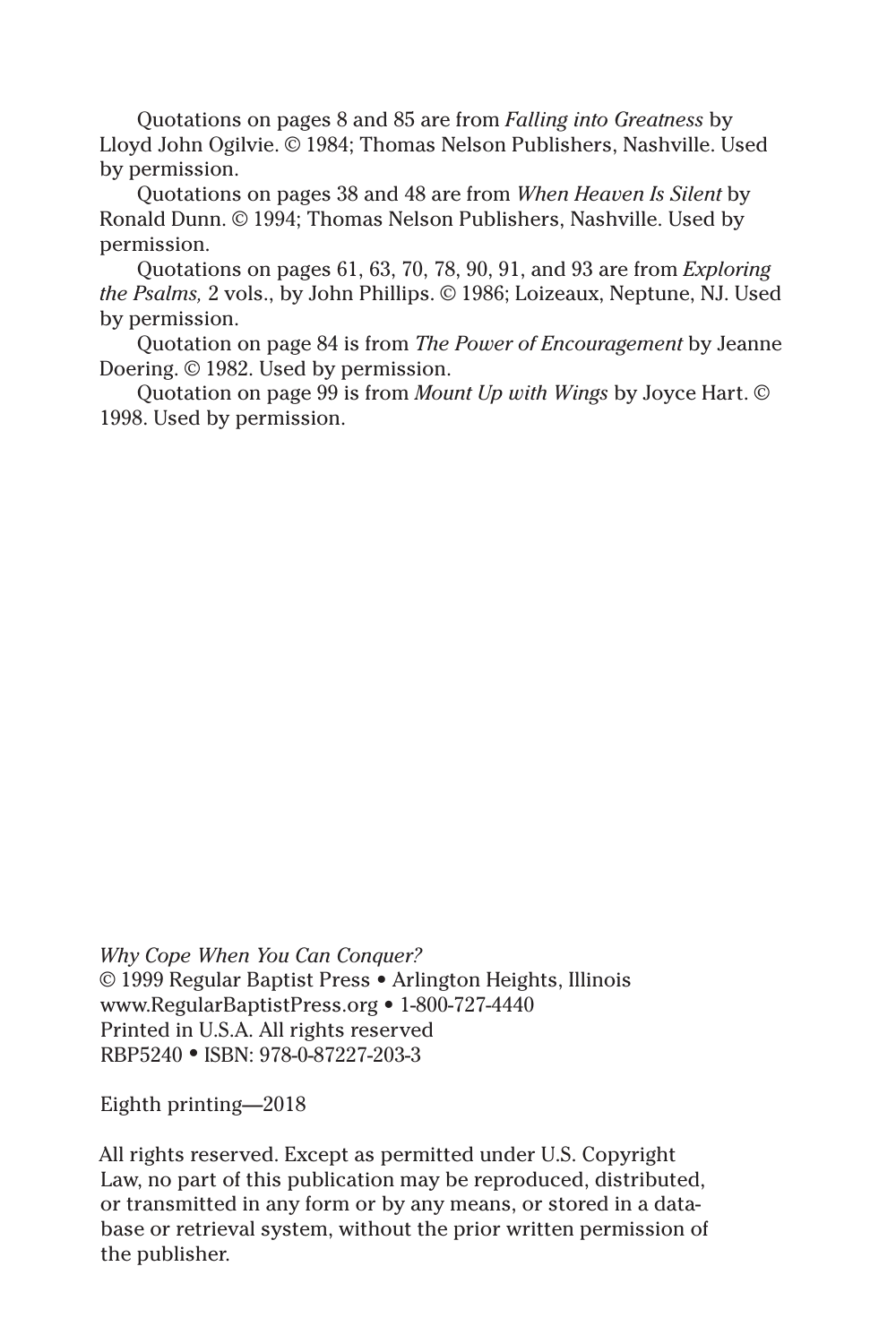Quotations on pages 8 and 85 are from *Falling into Greatness* by Lloyd John Ogilvie. © 1984; Thomas Nelson Publishers, Nashville. Used by permission.

Quotations on pages 38 and 48 are from *When Heaven Is Silent* by Ronald Dunn. © 1994; Thomas Nelson Publishers, Nashville. Used by permission.

Quotations on pages 61, 63, 70, 78, 90, 91, and 93 are from *Exploring the Psalms,* 2 vols., by John Phillips. © 1986; Loizeaux, Neptune, NJ. Used by permission.

Quotation on page 84 is from *The Power of Encouragement* by Jeanne Doering. © 1982. Used by permission.

Quotation on page 99 is from *Mount Up with Wings* by Joyce Hart. © 1998. Used by permission.

*Why Cope When You Can Conquer?*
© 1999 Regular Baptist Press • Arlington Heights, Illinois
www.RegularBaptistPress.org • 1-800-727-4440
Printed in U.S.A. All rights reserved
RBP5240 • ISBN: 978-0-87227-203-3

Eighth printing—2018

All rights reserved. Except as permitted under U.S. Copyright Law, no part of this publication may be reproduced, distributed, or transmitted in any form or by any means, or stored in a database or retrieval system, without the prior written permission of the publisher.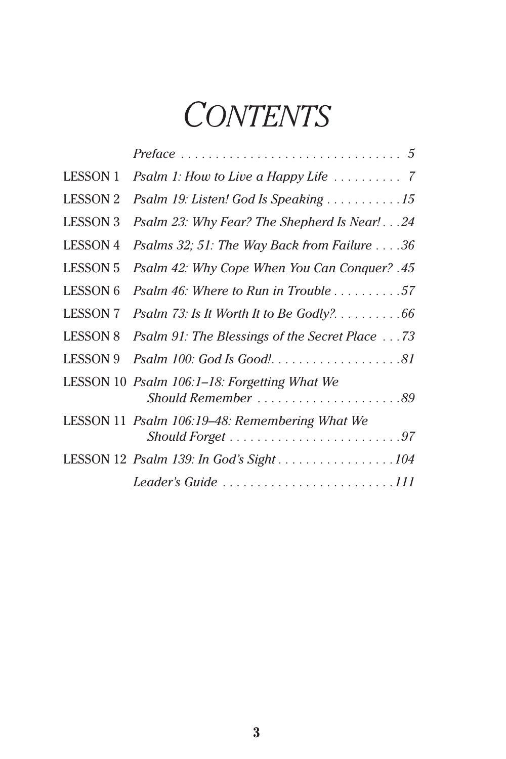# *CONTENTS*

| | | |
|---|---|---|
| | *Preface* | *5* |
| LESSON 1 | *Psalm 1: How to Live a Happy Life* | *7* |
| LESSON 2 | *Psalm 19: Listen! God Is Speaking* | *15* |
| LESSON 3 | *Psalm 23: Why Fear? The Shepherd Is Near!* | *24* |
| LESSON 4 | *Psalms 32; 51: The Way Back from Failure* | *36* |
| LESSON 5 | *Psalm 42: Why Cope When You Can Conquer?* | *45* |
| LESSON 6 | *Psalm 46: Where to Run in Trouble* | *57* |
| LESSON 7 | *Psalm 73: Is It Worth It to Be Godly?* | *66* |
| LESSON 8 | *Psalm 91: The Blessings of the Secret Place* | *73* |
| LESSON 9 | *Psalm 100: God Is Good!* | *81* |
| LESSON 10 | *Psalm 106:1–18: Forgetting What We Should Remember* | *89* |
| LESSON 11 | *Psalm 106:19–48: Remembering What We Should Forget* | *97* |
| LESSON 12 | *Psalm 139: In God's Sight* | *104* |
| | *Leader's Guide* | *111* |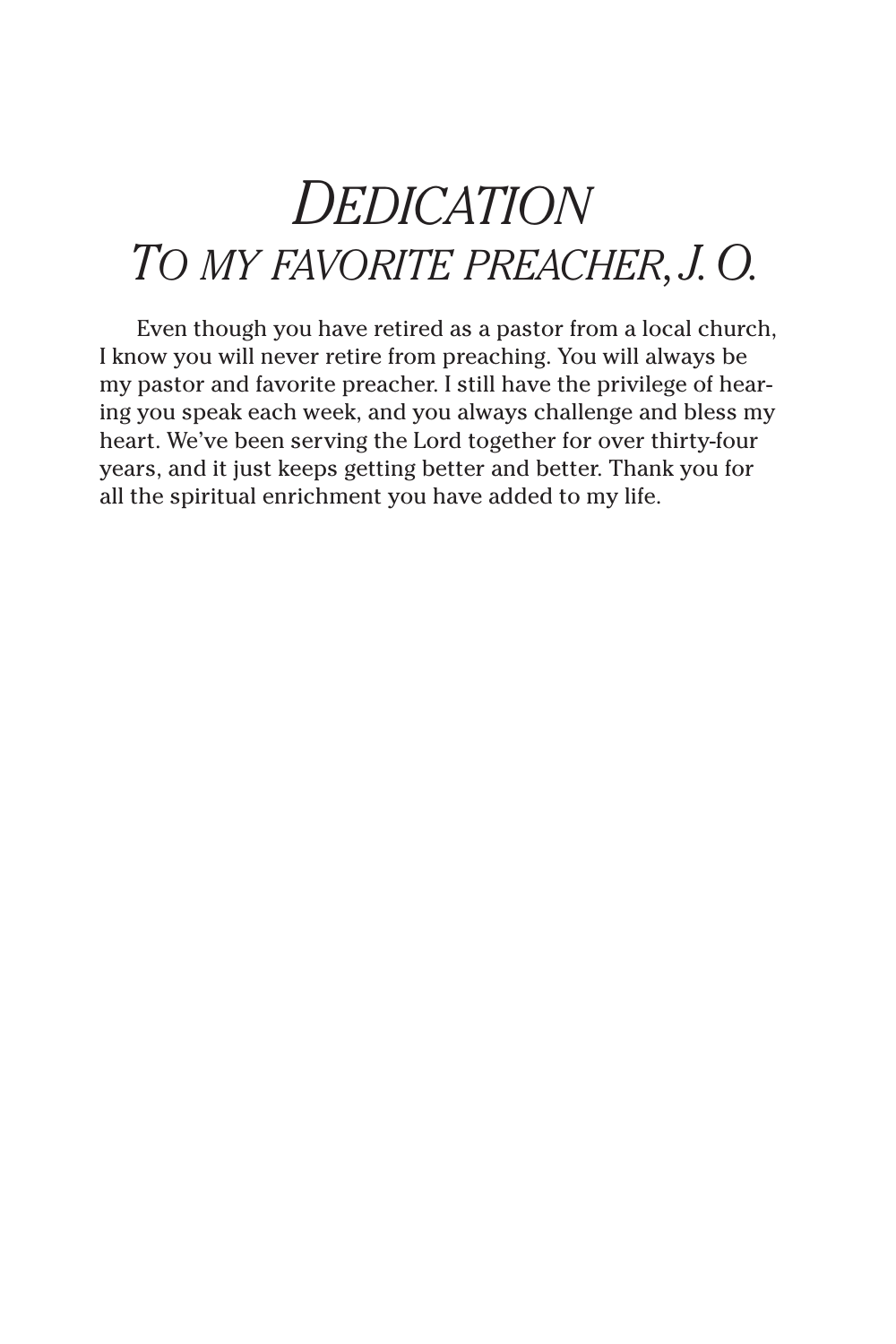# *Dedication*
## *To my favorite preacher, J. O.*

Even though you have retired as a pastor from a local church, I know you will never retire from preaching. You will always be my pastor and favorite preacher. I still have the privilege of hearing you speak each week, and you always challenge and bless my heart. We've been serving the Lord together for over thirty-four years, and it just keeps getting better and better. Thank you for all the spiritual enrichment you have added to my life.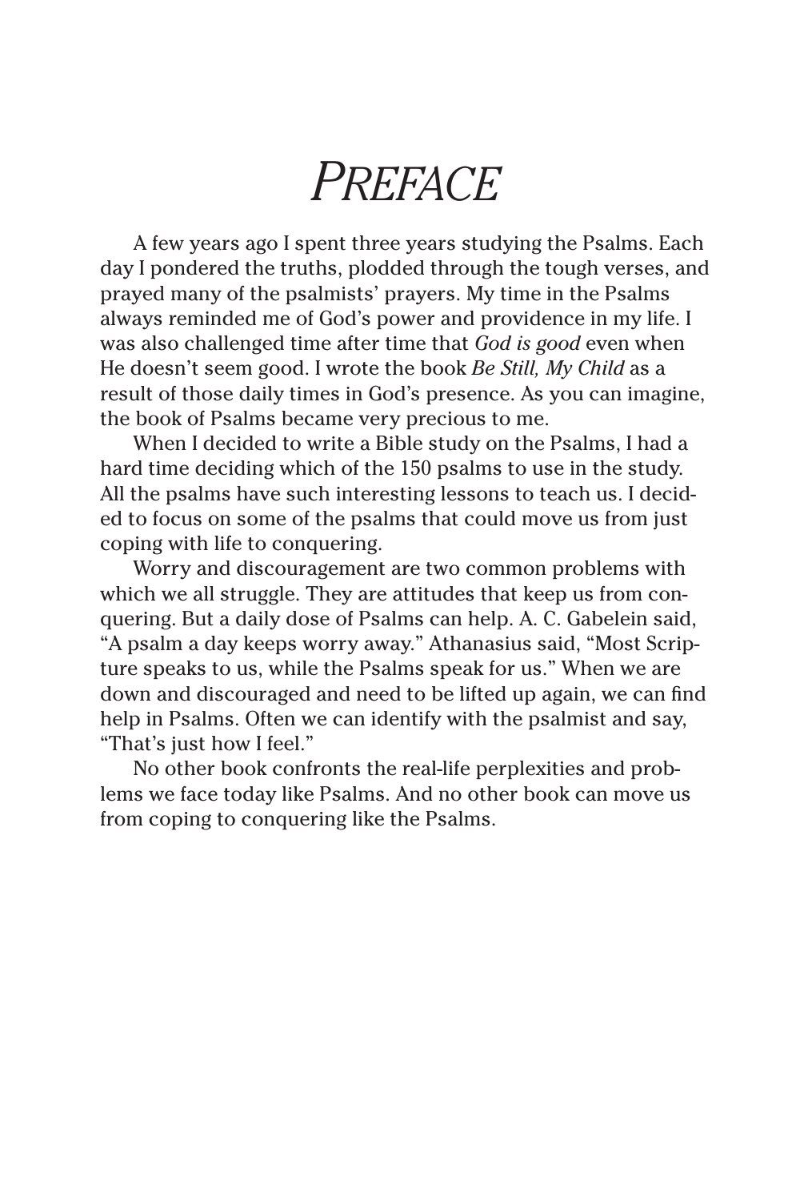# *Preface*

A few years ago I spent three years studying the Psalms. Each day I pondered the truths, plodded through the tough verses, and prayed many of the psalmists' prayers. My time in the Psalms always reminded me of God's power and providence in my life. I was also challenged time after time that *God is good* even when He doesn't seem good. I wrote the book *Be Still, My Child* as a result of those daily times in God's presence. As you can imagine, the book of Psalms became very precious to me.

When I decided to write a Bible study on the Psalms, I had a hard time deciding which of the 150 psalms to use in the study. All the psalms have such interesting lessons to teach us. I decided to focus on some of the psalms that could move us from just coping with life to conquering.

Worry and discouragement are two common problems with which we all struggle. They are attitudes that keep us from conquering. But a daily dose of Psalms can help. A. C. Gabelein said, "A psalm a day keeps worry away." Athanasius said, "Most Scripture speaks to us, while the Psalms speak for us." When we are down and discouraged and need to be lifted up again, we can find help in Psalms. Often we can identify with the psalmist and say, "That's just how I feel."

No other book confronts the real-life perplexities and problems we face today like Psalms. And no other book can move us from coping to conquering like the Psalms.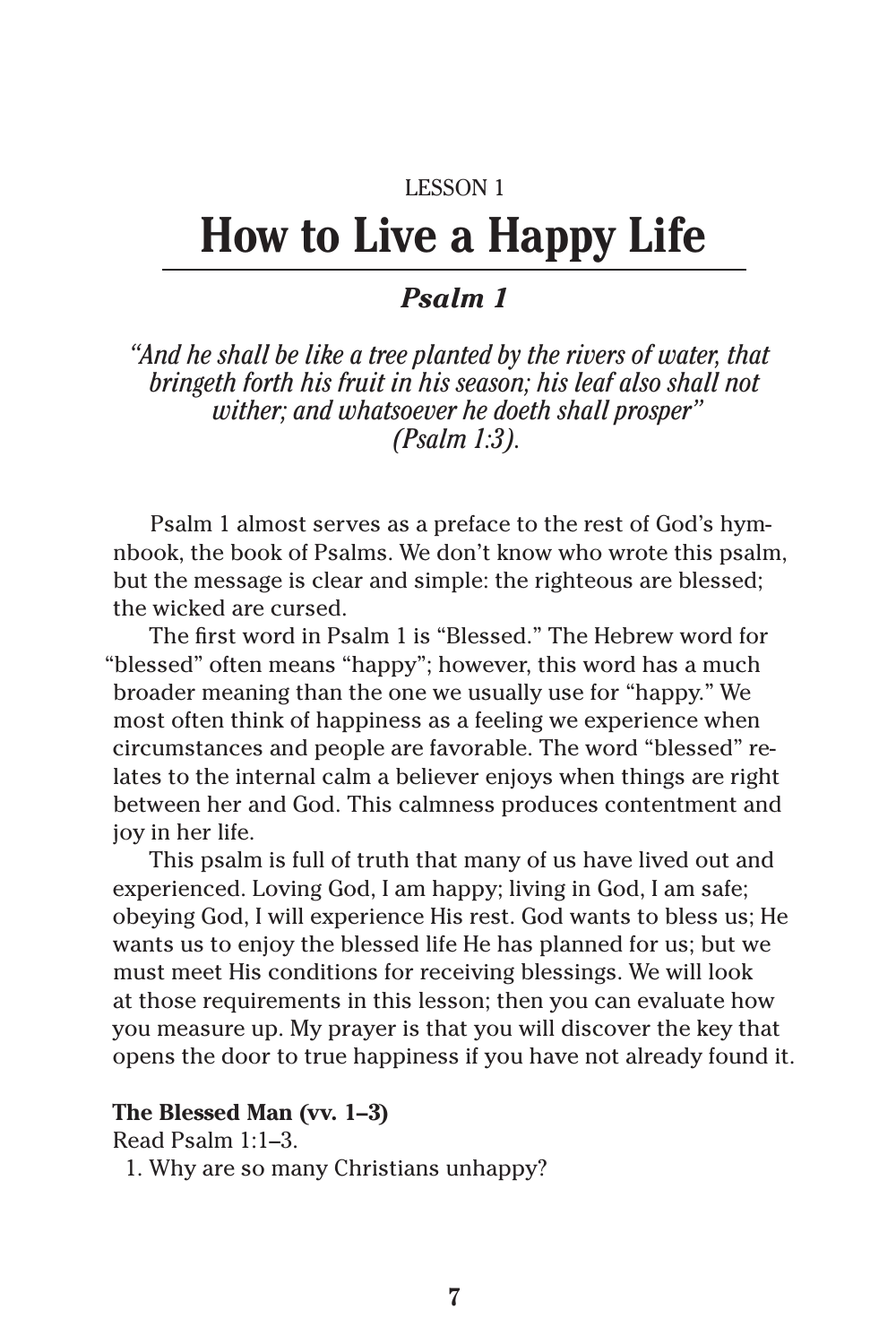LESSON 1

# How to Live a Happy Life

## *Psalm 1*

*"And he shall be like a tree planted by the rivers of water, that bringeth forth his fruit in his season; his leaf also shall not wither; and whatsoever he doeth shall prosper" (Psalm 1:3).*

Psalm 1 almost serves as a preface to the rest of God's hymnbook, the book of Psalms. We don't know who wrote this psalm, but the message is clear and simple: the righteous are blessed; the wicked are cursed.

The first word in Psalm 1 is "Blessed." The Hebrew word for "blessed" often means "happy"; however, this word has a much broader meaning than the one we usually use for "happy." We most often think of happiness as a feeling we experience when circumstances and people are favorable. The word "blessed" relates to the internal calm a believer enjoys when things are right between her and God. This calmness produces contentment and joy in her life.

This psalm is full of truth that many of us have lived out and experienced. Loving God, I am happy; living in God, I am safe; obeying God, I will experience His rest. God wants to bless us; He wants us to enjoy the blessed life He has planned for us; but we must meet His conditions for receiving blessings. We will look at those requirements in this lesson; then you can evaluate how you measure up. My prayer is that you will discover the key that opens the door to true happiness if you have not already found it.

**The Blessed Man (vv. 1–3)**

Read Psalm 1:1–3.

1. Why are so many Christians unhappy?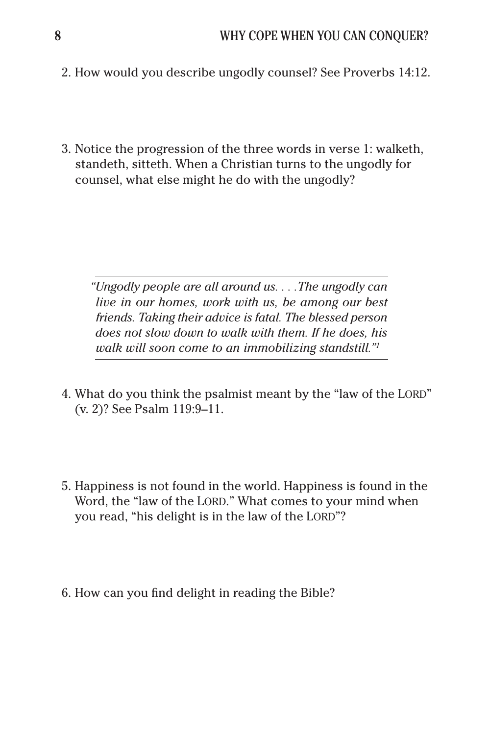2. How would you describe ungodly counsel? See Proverbs 14:12.

3. Notice the progression of the three words in verse 1: walketh, standeth, sitteth. When a Christian turns to the ungodly for counsel, what else might he do with the ungodly?

---

> *"Ungodly people are all around us. . . .The ungodly can live in our homes, work with us, be among our best friends. Taking their advice is fatal. The blessed person does not slow down to walk with them. If he does, his walk will soon come to an immobilizing standstill."*[1]

---

4. What do you think the psalmist meant by the "law of the LORD" (v. 2)? See Psalm 119:9–11.

5. Happiness is not found in the world. Happiness is found in the Word, the "law of the LORD." What comes to your mind when you read, "his delight is in the law of the LORD"?

6. How can you find delight in reading the Bible?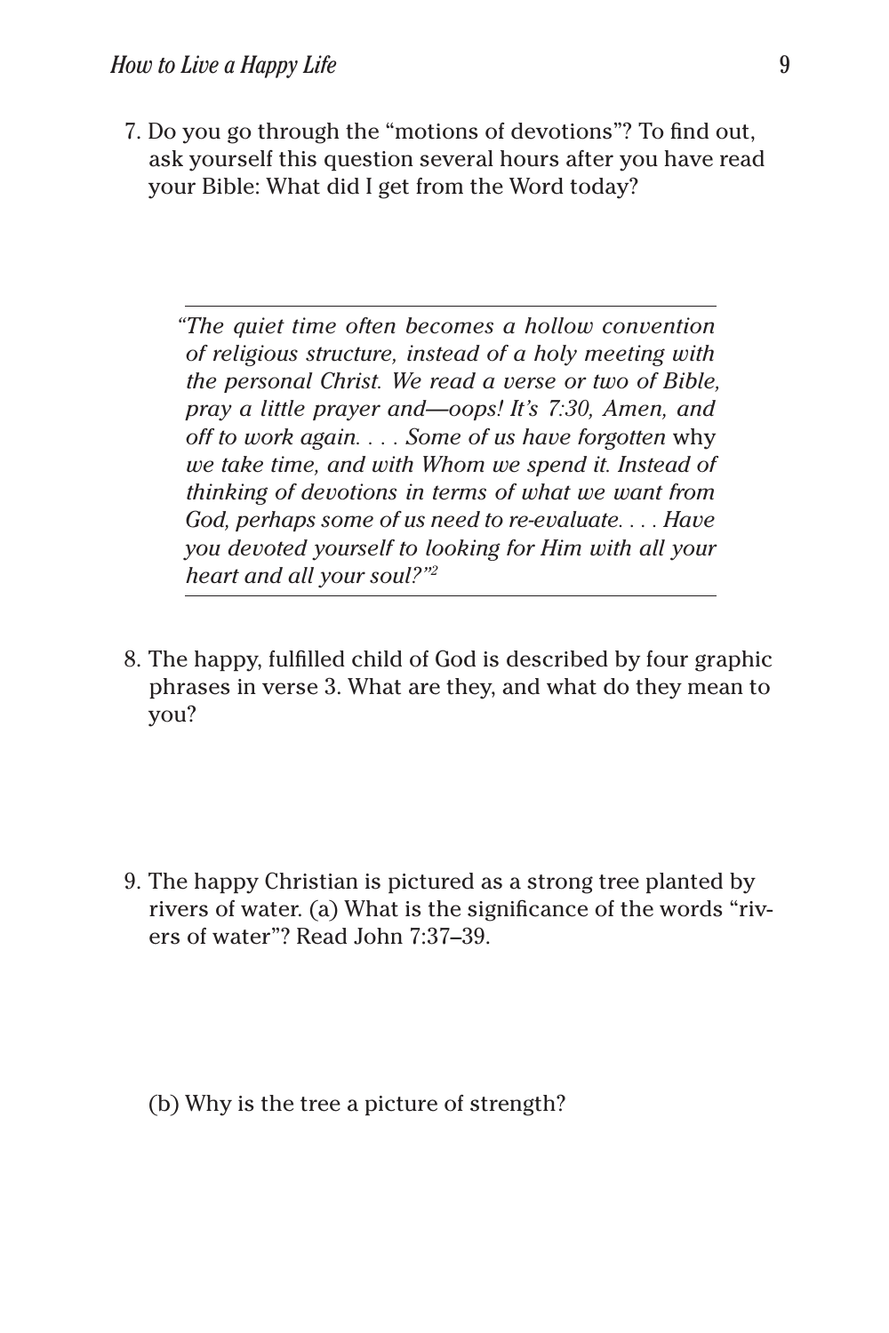7. Do you go through the "motions of devotions"? To find out, ask yourself this question several hours after you have read your Bible: What did I get from the Word today?

---

*"The quiet time often becomes a hollow convention of religious structure, instead of a holy meeting with the personal Christ. We read a verse or two of Bible, pray a little prayer and—oops! It's 7:30, Amen, and off to work again. . . . Some of us have forgotten* why *we take time, and with Whom we spend it. Instead of thinking of devotions in terms of what we want from God, perhaps some of us need to re-evaluate. . . . Have you devoted yourself to looking for Him with all your heart and all your soul?"*[2]

---

8. The happy, fulfilled child of God is described by four graphic phrases in verse 3. What are they, and what do they mean to you?

9. The happy Christian is pictured as a strong tree planted by rivers of water. (a) What is the significance of the words "rivers of water"? Read John 7:37–39.

   (b) Why is the tree a picture of strength?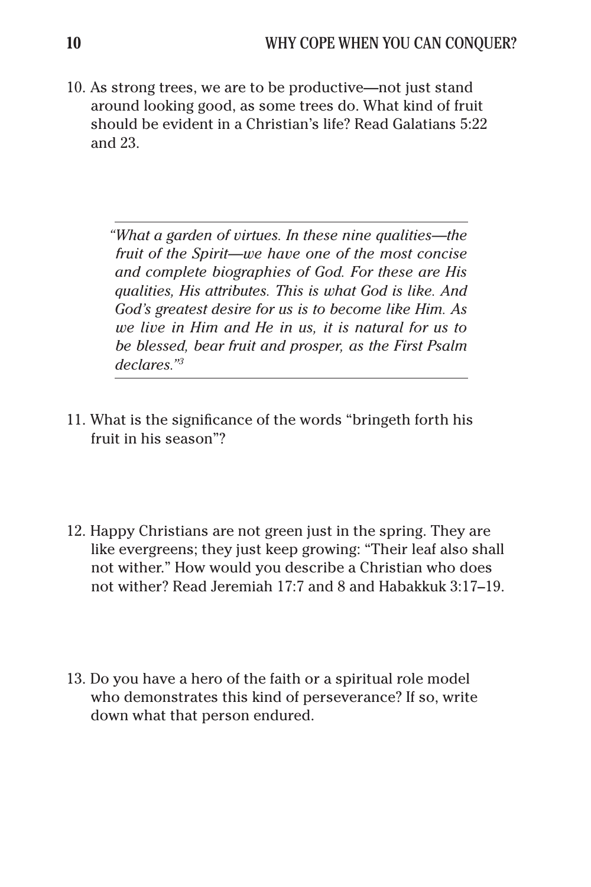10. As strong trees, we are to be productive—not just stand around looking good, as some trees do. What kind of fruit should be evident in a Christian's life? Read Galatians 5:22 and 23.

---

> *"What a garden of virtues. In these nine qualities—the fruit of the Spirit—we have one of the most concise and complete biographies of God. For these are His qualities, His attributes. This is what God is like. And God's greatest desire for us is to become like Him. As we live in Him and He in us, it is natural for us to be blessed, bear fruit and prosper, as the First Psalm declares."*[3]

---

11. What is the significance of the words "bringeth forth his fruit in his season"?

12. Happy Christians are not green just in the spring. They are like evergreens; they just keep growing: "Their leaf also shall not wither." How would you describe a Christian who does not wither? Read Jeremiah 17:7 and 8 and Habakkuk 3:17–19.

13. Do you have a hero of the faith or a spiritual role model who demonstrates this kind of perseverance? If so, write down what that person endured.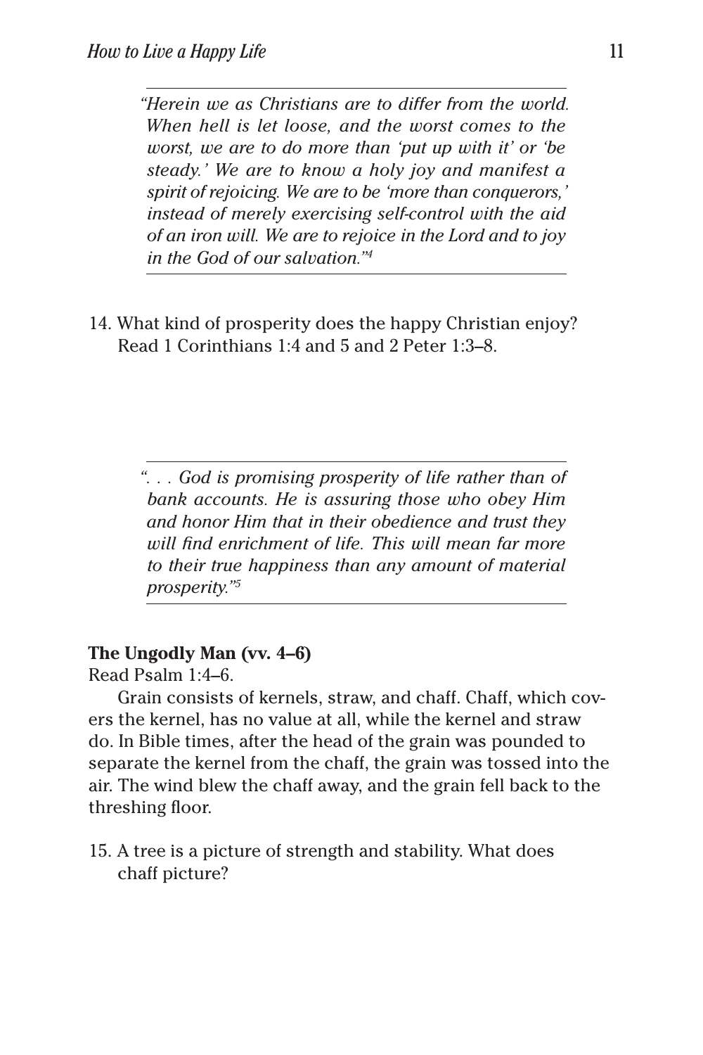*"Herein we as Christians are to differ from the world. When hell is let loose, and the worst comes to the worst, we are to do more than 'put up with it' or 'be steady.' We are to know a holy joy and manifest a spirit of rejoicing. We are to be 'more than conquerors,' instead of merely exercising self-control with the aid of an iron will. We are to rejoice in the Lord and to joy in the God of our salvation."*[4]

14. What kind of prosperity does the happy Christian enjoy? Read 1 Corinthians 1:4 and 5 and 2 Peter 1:3–8.

*". . . God is promising prosperity of life rather than of bank accounts. He is assuring those who obey Him and honor Him that in their obedience and trust they will find enrichment of life. This will mean far more to their true happiness than any amount of material prosperity."*[5]

**The Ungodly Man (vv. 4–6)**

Read Psalm 1:4–6.

Grain consists of kernels, straw, and chaff. Chaff, which covers the kernel, has no value at all, while the kernel and straw do. In Bible times, after the head of the grain was pounded to separate the kernel from the chaff, the grain was tossed into the air. The wind blew the chaff away, and the grain fell back to the threshing floor.

15. A tree is a picture of strength and stability. What does chaff picture?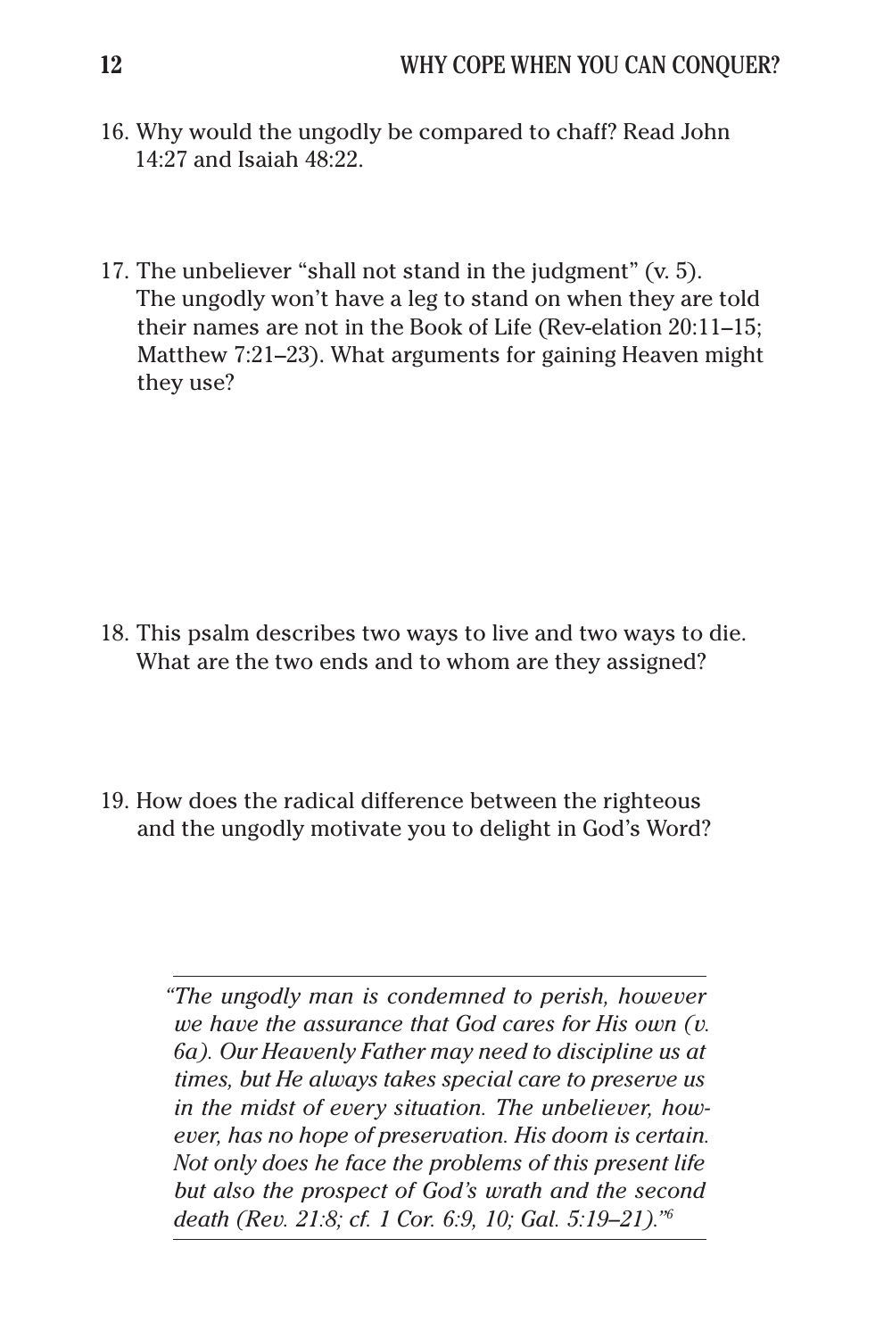16. Why would the ungodly be compared to chaff? Read John 14:27 and Isaiah 48:22.

17. The unbeliever "shall not stand in the judgment" (v. 5). The ungodly won't have a leg to stand on when they are told their names are not in the Book of Life (Rev-elation 20:11–15; Matthew 7:21–23). What arguments for gaining Heaven might they use?

18. This psalm describes two ways to live and two ways to die. What are the two ends and to whom are they assigned?

19. How does the radical difference between the righteous and the ungodly motivate you to delight in God's Word?

---

*"The ungodly man is condemned to perish, however we have the assurance that God cares for His own (v. 6a). Our Heavenly Father may need to discipline us at times, but He always takes special care to preserve us in the midst of every situation. The unbeliever, however, has no hope of preservation. His doom is certain. Not only does he face the problems of this present life but also the prospect of God's wrath and the second death (Rev. 21:8; cf. 1 Cor. 6:9, 10; Gal. 5:19–21)."*[6]

---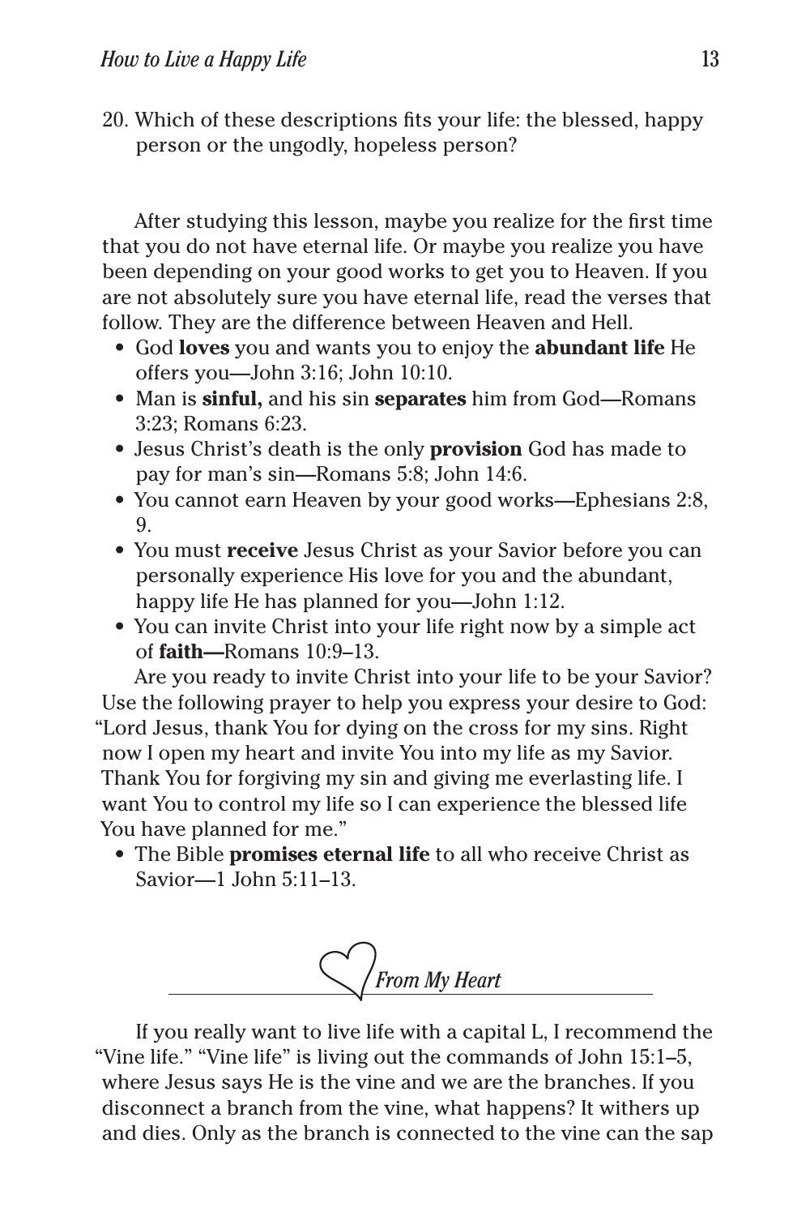20. Which of these descriptions fits your life: the blessed, happy person or the ungodly, hopeless person?

After studying this lesson, maybe you realize for the first time that you do not have eternal life. Or maybe you realize you have been depending on your good works to get you to Heaven. If you are not absolutely sure you have eternal life, read the verses that follow. They are the difference between Heaven and Hell.

- God **loves** you and wants you to enjoy the **abundant life** He offers you—John 3:16; John 10:10.
- Man is **sinful,** and his sin **separates** him from God—Romans 3:23; Romans 6:23.
- Jesus Christ's death is the only **provision** God has made to pay for man's sin—Romans 5:8; John 14:6.
- You cannot earn Heaven by your good works—Ephesians 2:8, 9.
- You must **receive** Jesus Christ as your Savior before you can personally experience His love for you and the abundant, happy life He has planned for you—John 1:12.
- You can invite Christ into your life right now by a simple act of **faith—**Romans 10:9–13.

Are you ready to invite Christ into your life to be your Savior? Use the following prayer to help you express your desire to God: "Lord Jesus, thank You for dying on the cross for my sins. Right now I open my heart and invite You into my life as my Savior. Thank You for forgiving my sin and giving me everlasting life. I want You to control my life so I can experience the blessed life You have planned for me."

- The Bible **promises eternal life** to all who receive Christ as Savior—1 John 5:11–13.

## *From My Heart*

If you really want to live life with a capital L, I recommend the "Vine life." "Vine life" is living out the commands of John 15:1–5, where Jesus says He is the vine and we are the branches. If you disconnect a branch from the vine, what happens? It withers up and dies. Only as the branch is connected to the vine can the sap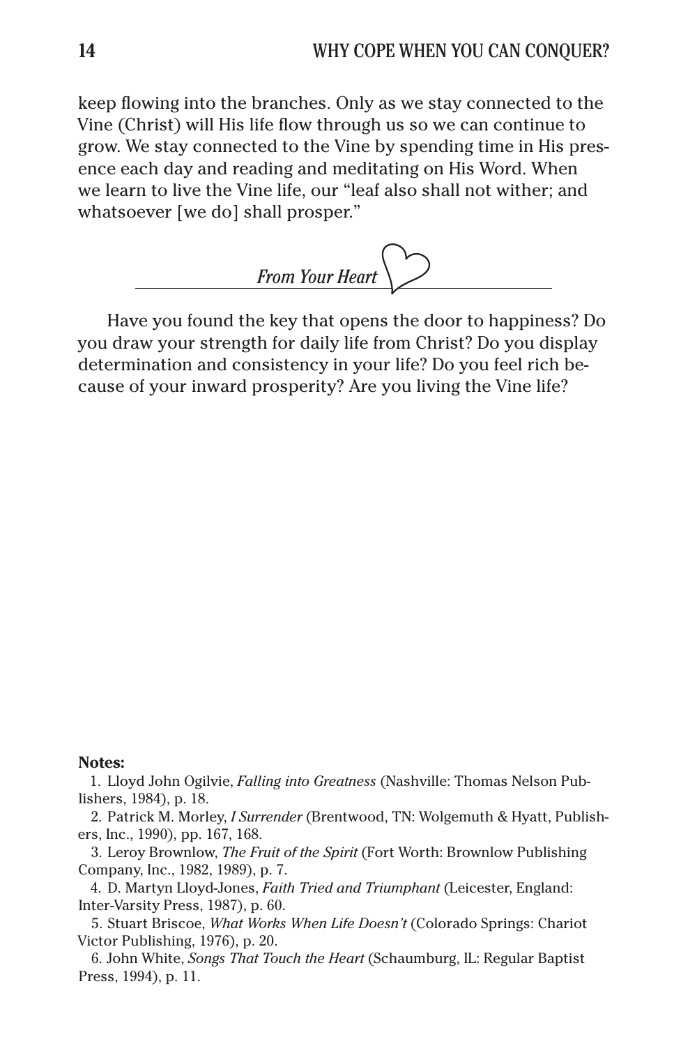keep flowing into the branches. Only as we stay connected to the Vine (Christ) will His life flow through us so we can continue to grow. We stay connected to the Vine by spending time in His presence each day and reading and meditating on His Word. When we learn to live the Vine life, our "leaf also shall not wither; and whatsoever [we do] shall prosper."

### *From Your Heart*

Have you found the key that opens the door to happiness? Do you draw your strength for daily life from Christ? Do you display determination and consistency in your life? Do you feel rich because of your inward prosperity? Are you living the Vine life?

**Notes:**

1. Lloyd John Ogilvie, *Falling into Greatness* (Nashville: Thomas Nelson Publishers, 1984), p. 18.
2. Patrick M. Morley, *I Surrender* (Brentwood, TN: Wolgemuth & Hyatt, Publishers, Inc., 1990), pp. 167, 168.
3. Leroy Brownlow, *The Fruit of the Spirit* (Fort Worth: Brownlow Publishing Company, Inc., 1982, 1989), p. 7.
4. D. Martyn Lloyd-Jones, *Faith Tried and Triumphant* (Leicester, England: Inter-Varsity Press, 1987), p. 60.
5. Stuart Briscoe, *What Works When Life Doesn't* (Colorado Springs: Chariot Victor Publishing, 1976), p. 20.
6. John White, *Songs That Touch the Heart* (Schaumburg, IL: Regular Baptist Press, 1994), p. 11.